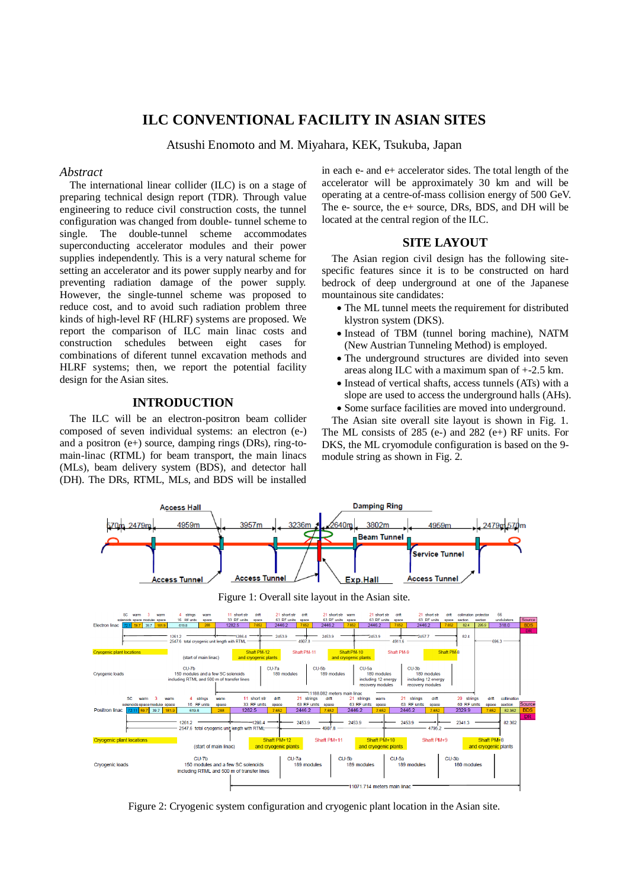# ILC CONVENTIONAL FACILITY IN ASIAN SITES

Atsushi Enomoto and M. Miyahara, KEK, Tsukuba, Japan

## *Abstract*

The international linear collider (ILC) is on a stage of preparing technical design report (TDR). Through value engineering to reduce civil construction costs, the tunnel configuration was changed from double- tunnel scheme to single. The double-tunnel scheme accommodates superconducting accelerator modules and their power supplies independently. This is a very natural scheme for setting an accelerator and its power supply nearby and for preventing radiation damage of the power supply. However, the single-tunnel scheme was proposed to reduce cost, and to avoid such radiation problem three kinds of high-level RF (HLRF) systems are proposed. We report the comparison of ILC main linac costs and construction schedules between eight cases for combinations of diferent tunnel excavation methods and HLRF systems; then, we report the potential facility design for the Asian sites.

## INTRODUCTION

The ILC will be an electron-positron beam collider composed of seven individual systems: an electron (e-) and a positron (e+) source, damping rings (DRs), ring-to-main-linac (RTML) for beam transport, the main linacs (MLs), beam delivery system (BDS), and detector hall (DH). The DRs, RTML, MLs, and BDS will be installed in each e- and e+ accelerator sides. The total length of the accelerator will be approximately 30 km and will be operating at a centre-of-mass collision energy of 500 GeV. The e- source, the e+ source, DRs, BDS, and DH will be located at the central region of the ILC.

## SITE LAYOUT

The Asian region civil design has the following site-specific features since it is to be constructed on hard bedrock of deep underground at one of the Japanese mountainous site candidates:

- The ML tunnel meets the requirement for distributed klystron system (DKS).
- Instead of TBM (tunnel boring machine), NATM (New Austrian Tunneling Method) is employed.
- The underground structures are divided into seven areas along ILC with a maximum span of +-2.5 km.
- Instead of vertical shafts, access tunnels (ATs) with a slope are used to access the underground halls (AHs).
- Some surface facilities are moved into underground.

The Asian site overall site layout is shown in Fig. 1. The ML consists of 285 (e-) and 282 (e+) RF units. For DKS, the ML cryomodule configuration is based on the 9-module string as shown in Fig. 2.

Figure 1: Overall site layout in the Asian site.

Figure 2: Cryogenic system configuration and cryogenic plant location in the Asian site.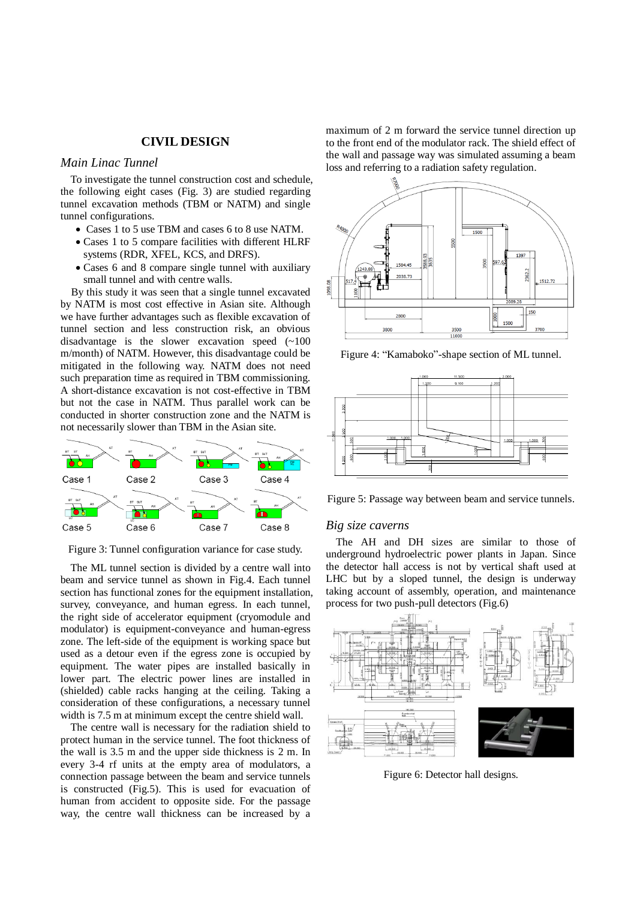## CIVIL DESIGN

### *Main Linac Tunnel*

To investigate the tunnel construction cost and schedule, the following eight cases (Fig. 3) are studied regarding tunnel excavation methods (TBM or NATM) and single tunnel configurations.

- Cases 1 to 5 use TBM and cases 6 to 8 use NATM.
- Cases 1 to 5 compare facilities with different HLRF systems (RDR, XFEL, KCS, and DRFS).
- Cases 6 and 8 compare single tunnel with auxiliary small tunnel and with centre walls.

By this study it was seen that a single tunnel excavated by NATM is most cost effective in Asian site. Although we have further advantages such as flexible excavation of tunnel section and less construction risk, an obvious disadvantage is the slower excavation speed (~100 m/month) of NATM. However, this disadvantage could be mitigated in the following way. NATM does not need such preparation time as required in TBM commissioning. A short-distance excavation is not cost-effective in TBM but not the case in NATM. Thus parallel work can be conducted in shorter construction zone and the NATM is not necessarily slower than TBM in the Asian site.

Figure 3: Tunnel configuration variance for case study.

The ML tunnel section is divided by a centre wall into beam and service tunnel as shown in Fig.4. Each tunnel section has functional zones for the equipment installation, survey, conveyance, and human egress. In each tunnel, the right side of accelerator equipment (cryomodule and modulator) is equipment-conveyance and human-egress zone. The left-side of the equipment is working space but used as a detour even if the egress zone is occupied by equipment. The water pipes are installed basically in lower part. The electric power lines are installed in (shielded) cable racks hanging at the ceiling. Taking a consideration of these configurations, a necessary tunnel width is 7.5 m at minimum except the centre shield wall.

The centre wall is necessary for the radiation shield to protect human in the service tunnel. The foot thickness of the wall is 3.5 m and the upper side thickness is 2 m. In every 3-4 rf units at the empty area of modulators, a connection passage between the beam and service tunnels is constructed (Fig.5). This is used for evacuation of human from accident to opposite side. For the passage way, the centre wall thickness can be increased by a maximum of 2 m forward the service tunnel direction up to the front end of the modulator rack. The shield effect of the wall and passage way was simulated assuming a beam loss and referring to a radiation safety regulation.

Figure 4: "Kamaboko"-shape section of ML tunnel.

Figure 5: Passage way between beam and service tunnels.

### *Big size caverns*

The AH and DH sizes are similar to those of underground hydroelectric power plants in Japan. Since the detector hall access is not by vertical shaft used at LHC but by a sloped tunnel, the design is underway taking account of assembly, operation, and maintenance process for two push-pull detectors (Fig.6)

Figure 6: Detector hall designs.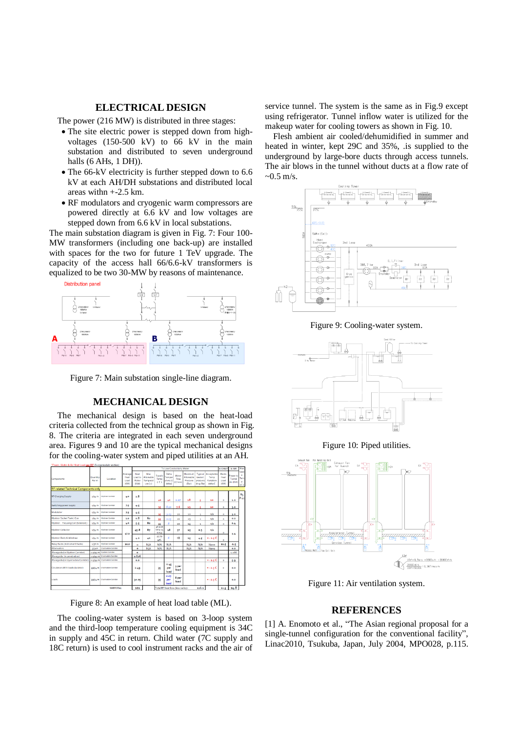## ELECTRICAL DESIGN

The power (216 MW) is distributed in three stages:

- The site electric power is stepped down from high-voltages (150-500 kV) to 66 kV in the main substation and distributed to seven underground halls (6 AHs, 1 DH)).
- The 66-kV electricity is further stepped down to 6.6 kV at each AH/DH substations and distributed local areas withn +-2.5 km.
- RF modulators and cryogenic warm compressors are powered directly at 6.6 kV and low voltages are stepped down from 6.6 kV in local substations.

The main substation diagram is given in Fig. 7: Four 100-MW transformers (including one back-up) are installed with spaces for the two for future 1 TeV upgrade. The capacity of the access hall 66/6.6-kV transformers is equalized to be two 30-MW by reasons of maintenance.

Figure 7: Main substation single-line diagram.

## MECHANICAL DESIGN

The mechanical design is based on the heat-load criteria collected from the technical group as shown in Fig. 8. The criteria are integrated in each seven underground area. Figures 9 and 10 are the typical mechanical designs for the cooling-water system and piped utilities at an AH.

Figure 8: An example of heat load table (ML).

The cooling-water system is based on 3-loop system and the third-loop temperature cooling equipment is 34C in supply and 45C in return. Child water (7C supply and 18C return) is used to cool instrument racks and the air of service tunnel. The system is the same as in Fig.9 except using refrigerator. Tunnel inflow water is utilized for the makeup water for cooling towers as shown in Fig. 10.

Flesh ambient air cooled/dehumidified in summer and heated in winter, kept 29C and 35%, .is supplied to the underground by large-bore ducts through access tunnels. The air blows in the tunnel without ducts at a flow rate of ~0.5 m/s.

Figure 9: Cooling-water system.

Figure 10: Piped utilities.

Figure 11: Air ventilation system.

## REFERENCES

[1] A. Enomoto et al., “The Asian regional proposal for a single-tunnel configuration for the conventional facility”, Linac2010, Tsukuba, Japan, July 2004, MPO028, p.115.